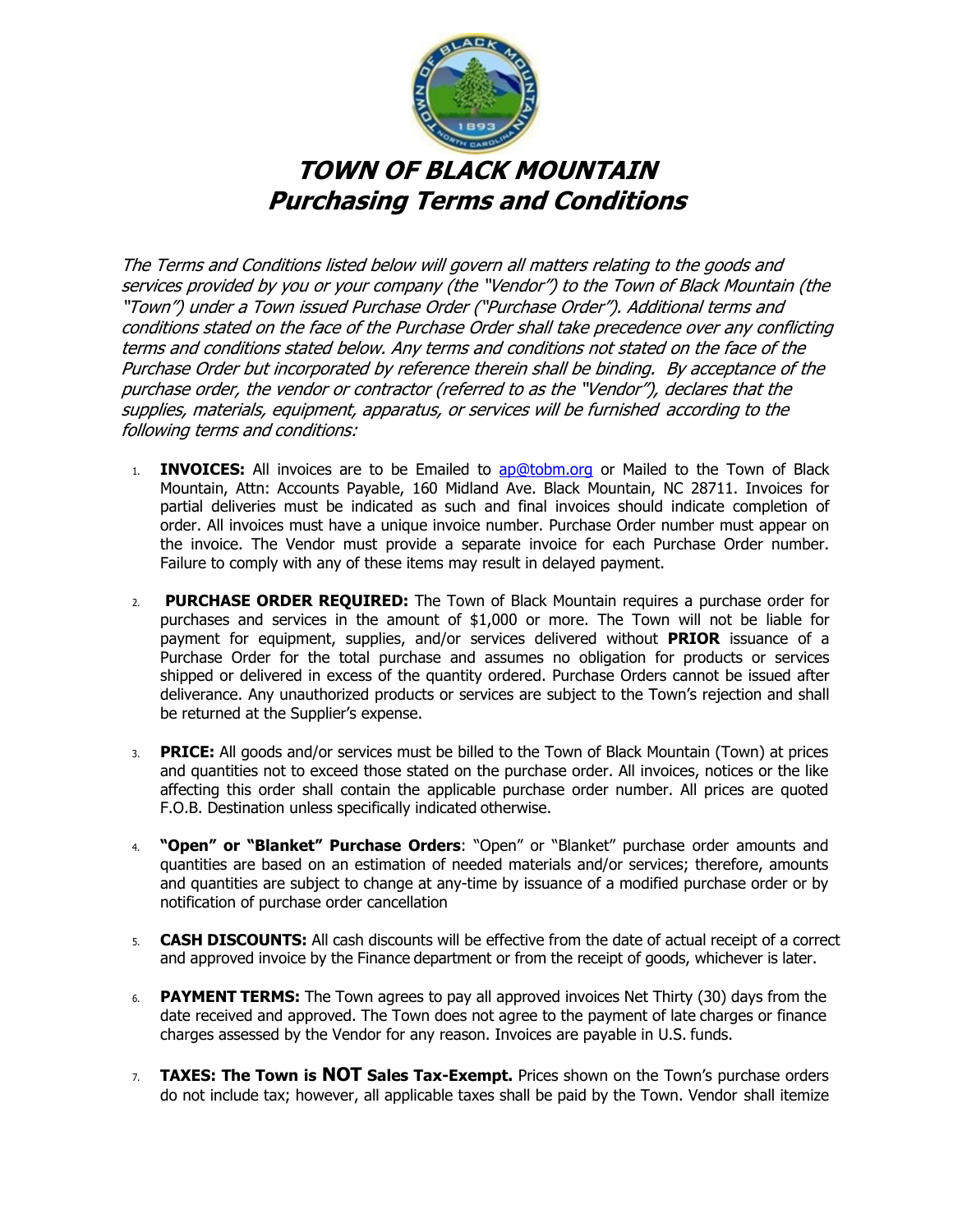# *TOWN OF BLACK MOUNTAIN*
# *Purchasing Terms and Conditions*

*The Terms and Conditions listed below will govern all matters relating to the goods and services provided by you or your company (the "Vendor") to the Town of Black Mountain (the "Town") under a Town issued Purchase Order ("Purchase Order"). Additional terms and conditions stated on the face of the Purchase Order shall take precedence over any conflicting terms and conditions stated below. Any terms and conditions not stated on the face of the Purchase Order but incorporated by reference therein shall be binding. By acceptance of the purchase order, the vendor or contractor (referred to as the "Vendor"), declares that the supplies, materials, equipment, apparatus, or services will be furnished according to the following terms and conditions:*

1. **INVOICES:** All invoices are to be Emailed to ap@tobm.org or Mailed to the Town of Black Mountain, Attn: Accounts Payable, 160 Midland Ave. Black Mountain, NC 28711. Invoices for partial deliveries must be indicated as such and final invoices should indicate completion of order. All invoices must have a unique invoice number. Purchase Order number must appear on the invoice. The Vendor must provide a separate invoice for each Purchase Order number. Failure to comply with any of these items may result in delayed payment.

2. **PURCHASE ORDER REQUIRED:** The Town of Black Mountain requires a purchase order for purchases and services in the amount of $1,000 or more. The Town will not be liable for payment for equipment, supplies, and/or services delivered without **PRIOR** issuance of a Purchase Order for the total purchase and assumes no obligation for products or services shipped or delivered in excess of the quantity ordered. Purchase Orders cannot be issued after deliverance. Any unauthorized products or services are subject to the Town's rejection and shall be returned at the Supplier's expense.

3. **PRICE:** All goods and/or services must be billed to the Town of Black Mountain (Town) at prices and quantities not to exceed those stated on the purchase order. All invoices, notices or the like affecting this order shall contain the applicable purchase order number. All prices are quoted F.O.B. Destination unless specifically indicated otherwise.

4. **"Open" or "Blanket" Purchase Orders**: "Open" or "Blanket" purchase order amounts and quantities are based on an estimation of needed materials and/or services; therefore, amounts and quantities are subject to change at any-time by issuance of a modified purchase order or by notification of purchase order cancellation

5. **CASH DISCOUNTS:** All cash discounts will be effective from the date of actual receipt of a correct and approved invoice by the Finance department or from the receipt of goods, whichever is later.

6. **PAYMENT TERMS:** The Town agrees to pay all approved invoices Net Thirty (30) days from the date received and approved. The Town does not agree to the payment of late charges or finance charges assessed by the Vendor for any reason. Invoices are payable in U.S. funds.

7. **TAXES: The Town is NOT Sales Tax-Exempt.** Prices shown on the Town's purchase orders do not include tax; however, all applicable taxes shall be paid by the Town. Vendor shall itemize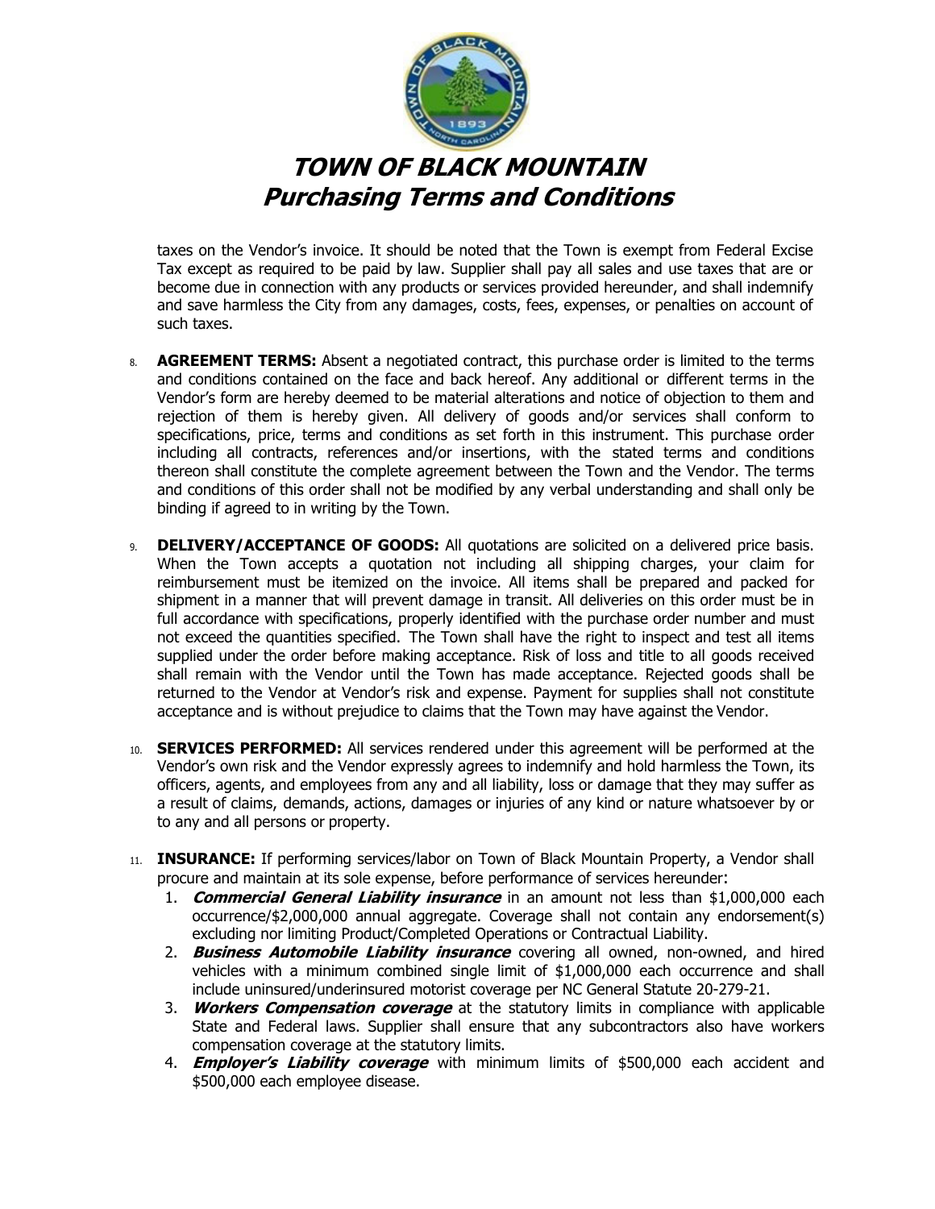taxes on the Vendor's invoice. It should be noted that the Town is exempt from Federal Excise Tax except as required to be paid by law. Supplier shall pay all sales and use taxes that are or become due in connection with any products or services provided hereunder, and shall indemnify and save harmless the City from any damages, costs, fees, expenses, or penalties on account of such taxes.

8. **AGREEMENT TERMS:** Absent a negotiated contract, this purchase order is limited to the terms and conditions contained on the face and back hereof. Any additional or different terms in the Vendor's form are hereby deemed to be material alterations and notice of objection to them and rejection of them is hereby given. All delivery of goods and/or services shall conform to specifications, price, terms and conditions as set forth in this instrument. This purchase order including all contracts, references and/or insertions, with the stated terms and conditions thereon shall constitute the complete agreement between the Town and the Vendor. The terms and conditions of this order shall not be modified by any verbal understanding and shall only be binding if agreed to in writing by the Town.

9. **DELIVERY/ACCEPTANCE OF GOODS:** All quotations are solicited on a delivered price basis. When the Town accepts a quotation not including all shipping charges, your claim for reimbursement must be itemized on the invoice. All items shall be prepared and packed for shipment in a manner that will prevent damage in transit. All deliveries on this order must be in full accordance with specifications, properly identified with the purchase order number and must not exceed the quantities specified. The Town shall have the right to inspect and test all items supplied under the order before making acceptance. Risk of loss and title to all goods received shall remain with the Vendor until the Town has made acceptance. Rejected goods shall be returned to the Vendor at Vendor's risk and expense. Payment for supplies shall not constitute acceptance and is without prejudice to claims that the Town may have against the Vendor.

10. **SERVICES PERFORMED:** All services rendered under this agreement will be performed at the Vendor's own risk and the Vendor expressly agrees to indemnify and hold harmless the Town, its officers, agents, and employees from any and all liability, loss or damage that they may suffer as a result of claims, demands, actions, damages or injuries of any kind or nature whatsoever by or to any and all persons or property.

11. **INSURANCE:** If performing services/labor on Town of Black Mountain Property, a Vendor shall procure and maintain at its sole expense, before performance of services hereunder:
    1. ***Commercial General Liability insurance*** in an amount not less than $1,000,000 each occurrence/$2,000,000 annual aggregate. Coverage shall not contain any endorsement(s) excluding nor limiting Product/Completed Operations or Contractual Liability.
    2. ***Business Automobile Liability insurance*** covering all owned, non-owned, and hired vehicles with a minimum combined single limit of $1,000,000 each occurrence and shall include uninsured/underinsured motorist coverage per NC General Statute 20-279-21.
    3. ***Workers Compensation coverage*** at the statutory limits in compliance with applicable State and Federal laws. Supplier shall ensure that any subcontractors also have workers compensation coverage at the statutory limits.
    4. ***Employer's Liability coverage*** with minimum limits of $500,000 each accident and $500,000 each employee disease.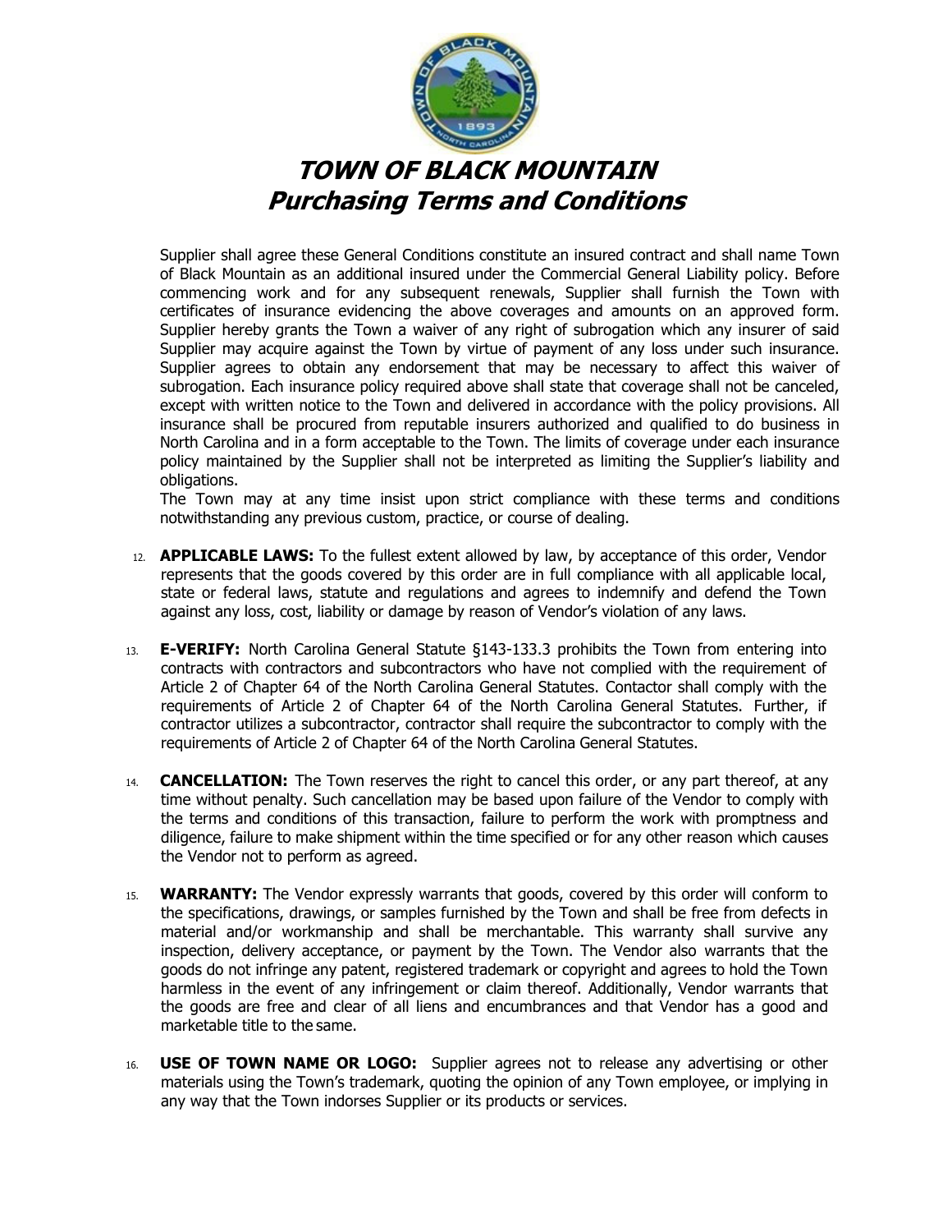# TOWN OF BLACK MOUNTAIN
## Purchasing Terms and Conditions

Supplier shall agree these General Conditions constitute an insured contract and shall name Town of Black Mountain as an additional insured under the Commercial General Liability policy. Before commencing work and for any subsequent renewals, Supplier shall furnish the Town with certificates of insurance evidencing the above coverages and amounts on an approved form. Supplier hereby grants the Town a waiver of any right of subrogation which any insurer of said Supplier may acquire against the Town by virtue of payment of any loss under such insurance. Supplier agrees to obtain any endorsement that may be necessary to affect this waiver of subrogation. Each insurance policy required above shall state that coverage shall not be canceled, except with written notice to the Town and delivered in accordance with the policy provisions. All insurance shall be procured from reputable insurers authorized and qualified to do business in North Carolina and in a form acceptable to the Town. The limits of coverage under each insurance policy maintained by the Supplier shall not be interpreted as limiting the Supplier's liability and obligations.

The Town may at any time insist upon strict compliance with these terms and conditions notwithstanding any previous custom, practice, or course of dealing.

12. **APPLICABLE LAWS:** To the fullest extent allowed by law, by acceptance of this order, Vendor represents that the goods covered by this order are in full compliance with all applicable local, state or federal laws, statute and regulations and agrees to indemnify and defend the Town against any loss, cost, liability or damage by reason of Vendor's violation of any laws.

13. **E-VERIFY:** North Carolina General Statute §143-133.3 prohibits the Town from entering into contracts with contractors and subcontractors who have not complied with the requirement of Article 2 of Chapter 64 of the North Carolina General Statutes. Contactor shall comply with the requirements of Article 2 of Chapter 64 of the North Carolina General Statutes. Further, if contractor utilizes a subcontractor, contractor shall require the subcontractor to comply with the requirements of Article 2 of Chapter 64 of the North Carolina General Statutes.

14. **CANCELLATION:** The Town reserves the right to cancel this order, or any part thereof, at any time without penalty. Such cancellation may be based upon failure of the Vendor to comply with the terms and conditions of this transaction, failure to perform the work with promptness and diligence, failure to make shipment within the time specified or for any other reason which causes the Vendor not to perform as agreed.

15. **WARRANTY:** The Vendor expressly warrants that goods, covered by this order will conform to the specifications, drawings, or samples furnished by the Town and shall be free from defects in material and/or workmanship and shall be merchantable. This warranty shall survive any inspection, delivery acceptance, or payment by the Town. The Vendor also warrants that the goods do not infringe any patent, registered trademark or copyright and agrees to hold the Town harmless in the event of any infringement or claim thereof. Additionally, Vendor warrants that the goods are free and clear of all liens and encumbrances and that Vendor has a good and marketable title to the same.

16. **USE OF TOWN NAME OR LOGO:** Supplier agrees not to release any advertising or other materials using the Town's trademark, quoting the opinion of any Town employee, or implying in any way that the Town indorses Supplier or its products or services.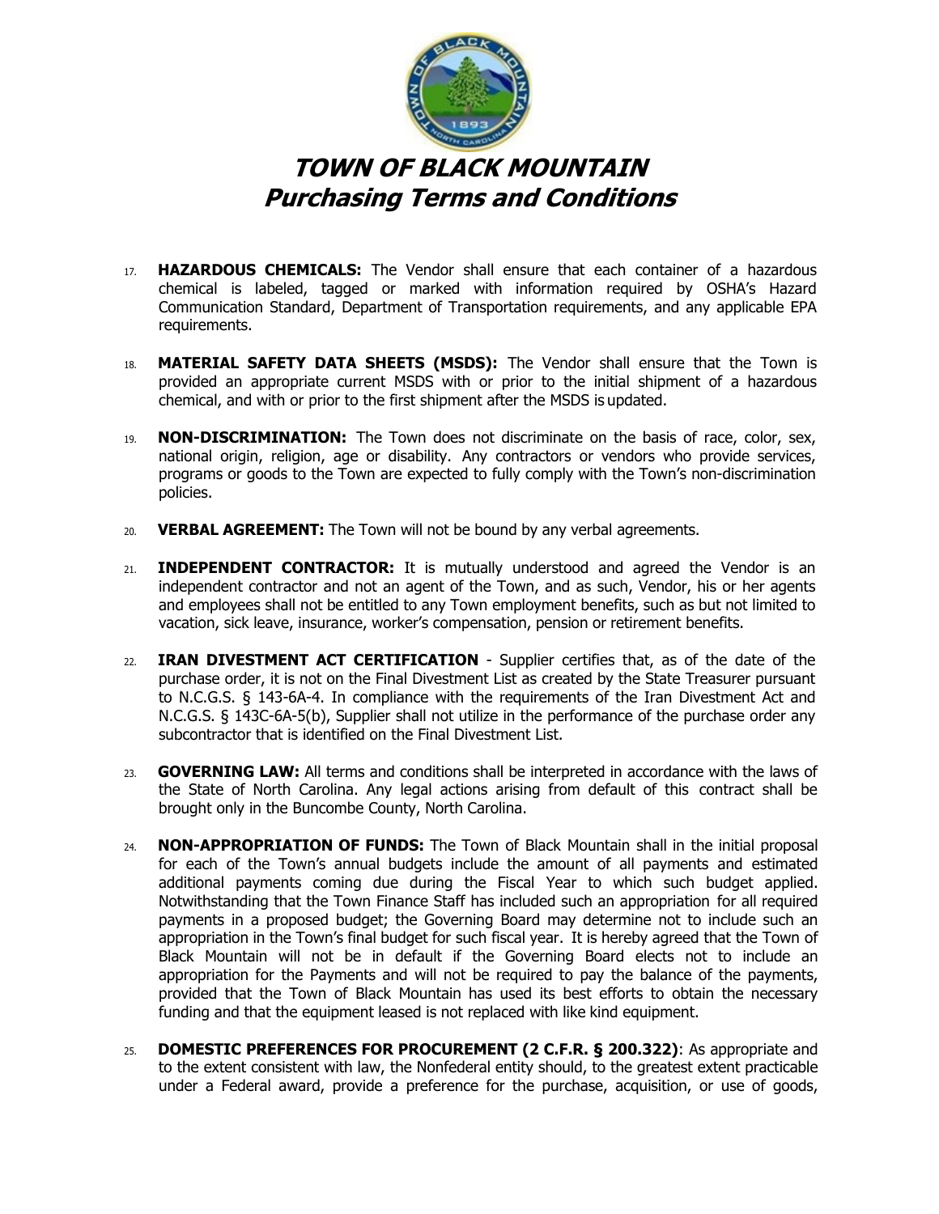# TOWN OF BLACK MOUNTAIN
## Purchasing Terms and Conditions

17. **HAZARDOUS CHEMICALS:** The Vendor shall ensure that each container of a hazardous chemical is labeled, tagged or marked with information required by OSHA's Hazard Communication Standard, Department of Transportation requirements, and any applicable EPA requirements.

18. **MATERIAL SAFETY DATA SHEETS (MSDS):** The Vendor shall ensure that the Town is provided an appropriate current MSDS with or prior to the initial shipment of a hazardous chemical, and with or prior to the first shipment after the MSDS is updated.

19. **NON-DISCRIMINATION:** The Town does not discriminate on the basis of race, color, sex, national origin, religion, age or disability. Any contractors or vendors who provide services, programs or goods to the Town are expected to fully comply with the Town's non-discrimination policies.

20. **VERBAL AGREEMENT:** The Town will not be bound by any verbal agreements.

21. **INDEPENDENT CONTRACTOR:** It is mutually understood and agreed the Vendor is an independent contractor and not an agent of the Town, and as such, Vendor, his or her agents and employees shall not be entitled to any Town employment benefits, such as but not limited to vacation, sick leave, insurance, worker's compensation, pension or retirement benefits.

22. **IRAN DIVESTMENT ACT CERTIFICATION** - Supplier certifies that, as of the date of the purchase order, it is not on the Final Divestment List as created by the State Treasurer pursuant to N.C.G.S. § 143-6A-4. In compliance with the requirements of the Iran Divestment Act and N.C.G.S. § 143C-6A-5(b), Supplier shall not utilize in the performance of the purchase order any subcontractor that is identified on the Final Divestment List.

23. **GOVERNING LAW:** All terms and conditions shall be interpreted in accordance with the laws of the State of North Carolina. Any legal actions arising from default of this contract shall be brought only in the Buncombe County, North Carolina.

24. **NON-APPROPRIATION OF FUNDS:** The Town of Black Mountain shall in the initial proposal for each of the Town's annual budgets include the amount of all payments and estimated additional payments coming due during the Fiscal Year to which such budget applied. Notwithstanding that the Town Finance Staff has included such an appropriation for all required payments in a proposed budget; the Governing Board may determine not to include such an appropriation in the Town's final budget for such fiscal year. It is hereby agreed that the Town of Black Mountain will not be in default if the Governing Board elects not to include an appropriation for the Payments and will not be required to pay the balance of the payments, provided that the Town of Black Mountain has used its best efforts to obtain the necessary funding and that the equipment leased is not replaced with like kind equipment.

25. **DOMESTIC PREFERENCES FOR PROCUREMENT (2 C.F.R. § 200.322)**: As appropriate and to the extent consistent with law, the Nonfederal entity should, to the greatest extent practicable under a Federal award, provide a preference for the purchase, acquisition, or use of goods,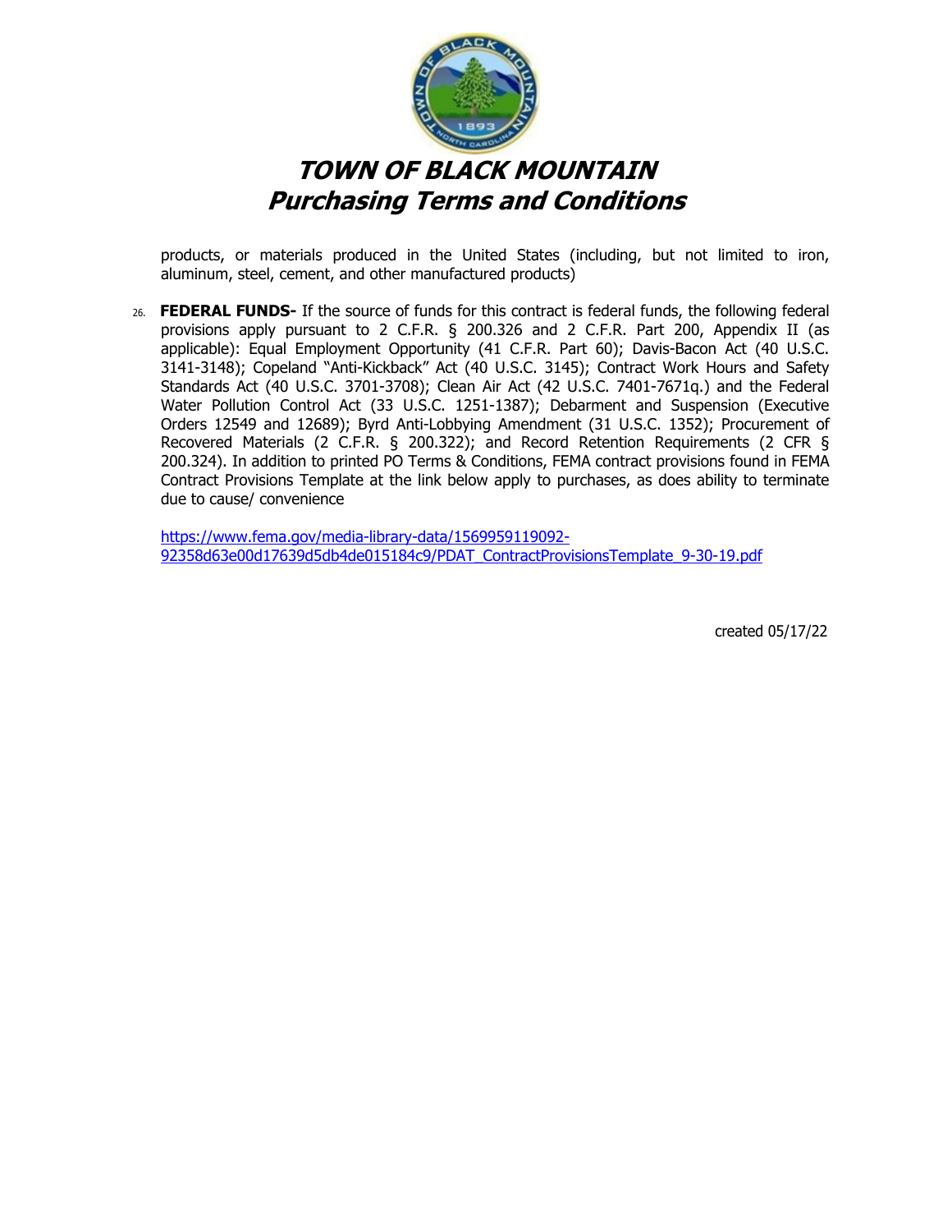# TOWN OF BLACK MOUNTAIN
## Purchasing Terms and Conditions

products, or materials produced in the United States (including, but not limited to iron, aluminum, steel, cement, and other manufactured products)

26. **FEDERAL FUNDS-** If the source of funds for this contract is federal funds, the following federal provisions apply pursuant to 2 C.F.R. § 200.326 and 2 C.F.R. Part 200, Appendix II (as applicable): Equal Employment Opportunity (41 C.F.R. Part 60); Davis-Bacon Act (40 U.S.C. 3141-3148); Copeland "Anti-Kickback" Act (40 U.S.C. 3145); Contract Work Hours and Safety Standards Act (40 U.S.C. 3701-3708); Clean Air Act (42 U.S.C. 7401-7671q.) and the Federal Water Pollution Control Act (33 U.S.C. 1251-1387); Debarment and Suspension (Executive Orders 12549 and 12689); Byrd Anti-Lobbying Amendment (31 U.S.C. 1352); Procurement of Recovered Materials (2 C.F.R. § 200.322); and Record Retention Requirements (2 CFR § 200.324). In addition to printed PO Terms & Conditions, FEMA contract provisions found in FEMA Contract Provisions Template at the link below apply to purchases, as does ability to terminate due to cause/ convenience

    https://www.fema.gov/media-library-data/1569959119092-92358d63e00d17639d5db4de015184c9/PDAT_ContractProvisionsTemplate_9-30-19.pdf

created 05/17/22